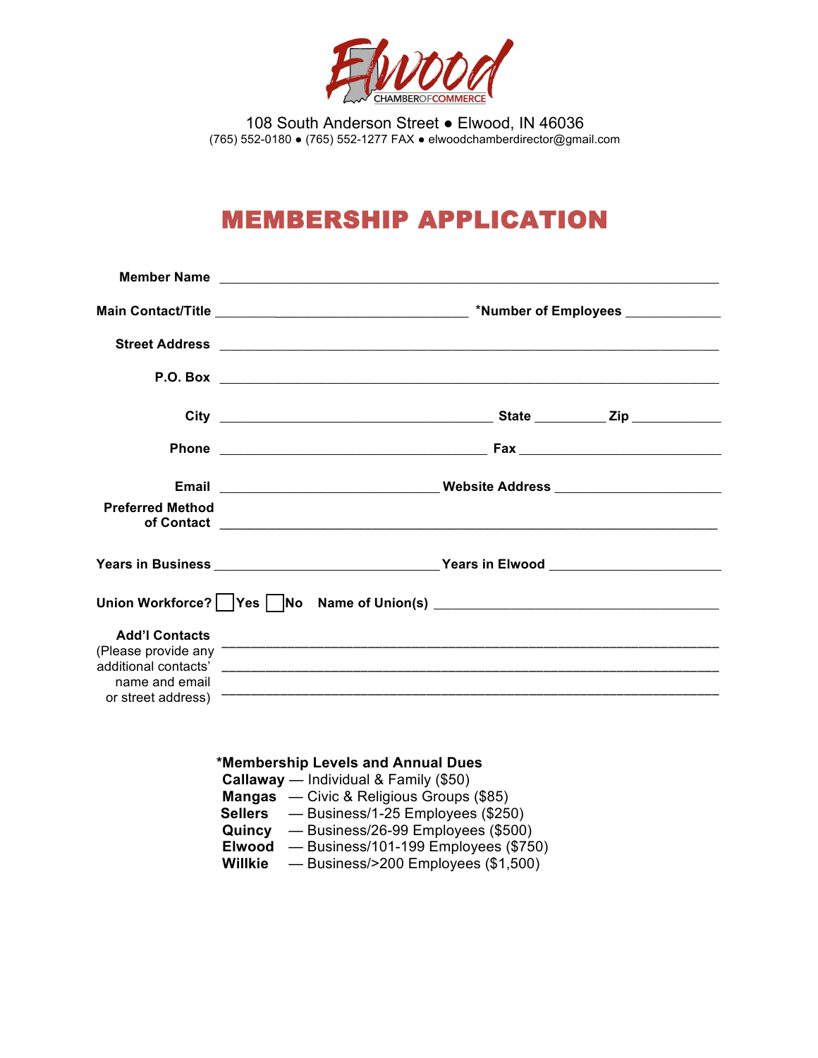Elwood CHAMBER OF COMMERCE

108 South Anderson Street ● Elwood, IN 46036
(765) 552-0180 ● (765) 552-1277 FAX ● elwoodchamberdirector@gmail.com

# MEMBERSHIP APPLICATION

**Member Name** ______________________________________________

**Main Contact/Title** ______________________________ ***Number of Employees** ____________

**Street Address** ______________________________________________

**P.O. Box** ______________________________________________

**City** ______________________________ **State** ________ **Zip** __________

**Phone** ______________________________ **Fax** ______________________

**Email** ________________________ **Website Address** ____________________

**Preferred Method of Contact** ______________________________________________

**Years in Business** ________________________ **Years in Elwood** ____________________

**Union Workforce?** ☐ **Yes** ☐ **No** **Name of Union(s)** ______________________________

**Add'l Contacts**
(Please provide any additional contacts' name and email or street address)
______________________________________________
______________________________________________
______________________________________________

***Membership Levels and Annual Dues**
**Callaway** — Individual & Family ($50)
**Mangas** — Civic & Religious Groups ($85)
**Sellers** — Business/1-25 Employees ($250)
**Quincy** — Business/26-99 Employees ($500)
**Elwood** — Business/101-199 Employees ($750)
**Willkie** — Business/>200 Employees ($1,500)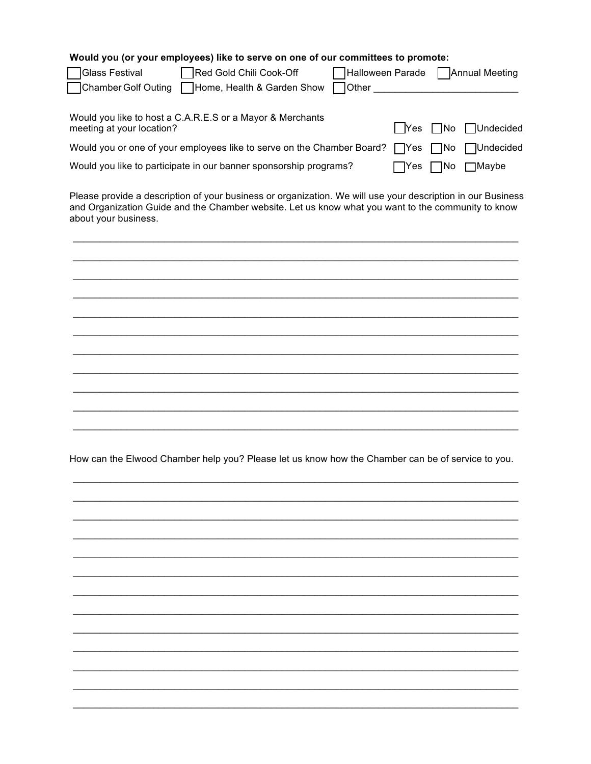**Would you (or your employees) like to serve on one of our committees to promote:**

☐ Glass Festival ☐ Red Gold Chili Cook-Off ☐ Halloween Parade ☐ Annual Meeting
☐ Chamber Golf Outing ☐ Home, Health & Garden Show ☐ Other ___________________________

Would you like to host a C.A.R.E.S or a Mayor & Merchants meeting at your location? ☐ Yes ☐ No ☐ Undecided

Would you or one of your employees like to serve on the Chamber Board? ☐ Yes ☐ No ☐ Undecided

Would you like to participate in our banner sponsorship programs? ☐ Yes ☐ No ☐ Maybe

Please provide a description of your business or organization. We will use your description in our Business and Organization Guide and the Chamber website. Let us know what you want to the community to know about your business.

_______________________________________________________________________________

_______________________________________________________________________________

_______________________________________________________________________________

_______________________________________________________________________________

_______________________________________________________________________________

_______________________________________________________________________________

_______________________________________________________________________________

_______________________________________________________________________________

_______________________________________________________________________________

_______________________________________________________________________________

_______________________________________________________________________________

How can the Elwood Chamber help you? Please let us know how the Chamber can be of service to you.

_______________________________________________________________________________

_______________________________________________________________________________

_______________________________________________________________________________

_______________________________________________________________________________

_______________________________________________________________________________

_______________________________________________________________________________

_______________________________________________________________________________

_______________________________________________________________________________

_______________________________________________________________________________

_______________________________________________________________________________

_______________________________________________________________________________

_______________________________________________________________________________

_______________________________________________________________________________